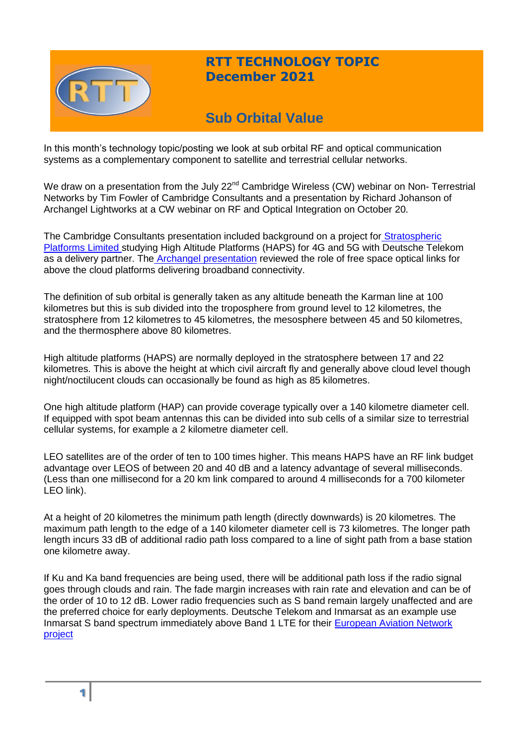# RTT TECHNOLOGY TOPIC
## December 2021

## Sub Orbital Value

In this month's technology topic/posting we look at sub orbital RF and optical communication systems as a complementary component to satellite and terrestrial cellular networks.

We draw on a presentation from the July 22nd Cambridge Wireless (CW) webinar on Non- Terrestrial Networks by Tim Fowler of Cambridge Consultants and a presentation by Richard Johanson of Archangel Lightworks at a CW webinar on RF and Optical Integration on October 20.

The Cambridge Consultants presentation included background on a project for Stratospheric Platforms Limited studying High Altitude Platforms (HAPS) for 4G and 5G with Deutsche Telekom as a delivery partner. The Archangel presentation reviewed the role of free space optical links for above the cloud platforms delivering broadband connectivity.

The definition of sub orbital is generally taken as any altitude beneath the Karman line at 100 kilometres but this is sub divided into the troposphere from ground level to 12 kilometres, the stratosphere from 12 kilometres to 45 kilometres, the mesosphere between 45 and 50 kilometres, and the thermosphere above 80 kilometres.

High altitude platforms (HAPS) are normally deployed in the stratosphere between 17 and 22 kilometres. This is above the height at which civil aircraft fly and generally above cloud level though night/noctilucent clouds can occasionally be found as high as 85 kilometres.

One high altitude platform (HAP) can provide coverage typically over a 140 kilometre diameter cell. If equipped with spot beam antennas this can be divided into sub cells of a similar size to terrestrial cellular systems, for example a 2 kilometre diameter cell.

LEO satellites are of the order of ten to 100 times higher. This means HAPS have an RF link budget advantage over LEOS of between 20 and 40 dB and a latency advantage of several milliseconds. (Less than one millisecond for a 20 km link compared to around 4 milliseconds for a 700 kilometer LEO link).

At a height of 20 kilometres the minimum path length (directly downwards) is 20 kilometres. The maximum path length to the edge of a 140 kilometer diameter cell is 73 kilometres. The longer path length incurs 33 dB of additional radio path loss compared to a line of sight path from a base station one kilometre away.

If Ku and Ka band frequencies are being used, there will be additional path loss if the radio signal goes through clouds and rain. The fade margin increases with rain rate and elevation and can be of the order of 10 to 12 dB. Lower radio frequencies such as S band remain largely unaffected and are the preferred choice for early deployments. Deutsche Telekom and Inmarsat as an example use Inmarsat S band spectrum immediately above Band 1 LTE for their European Aviation Network project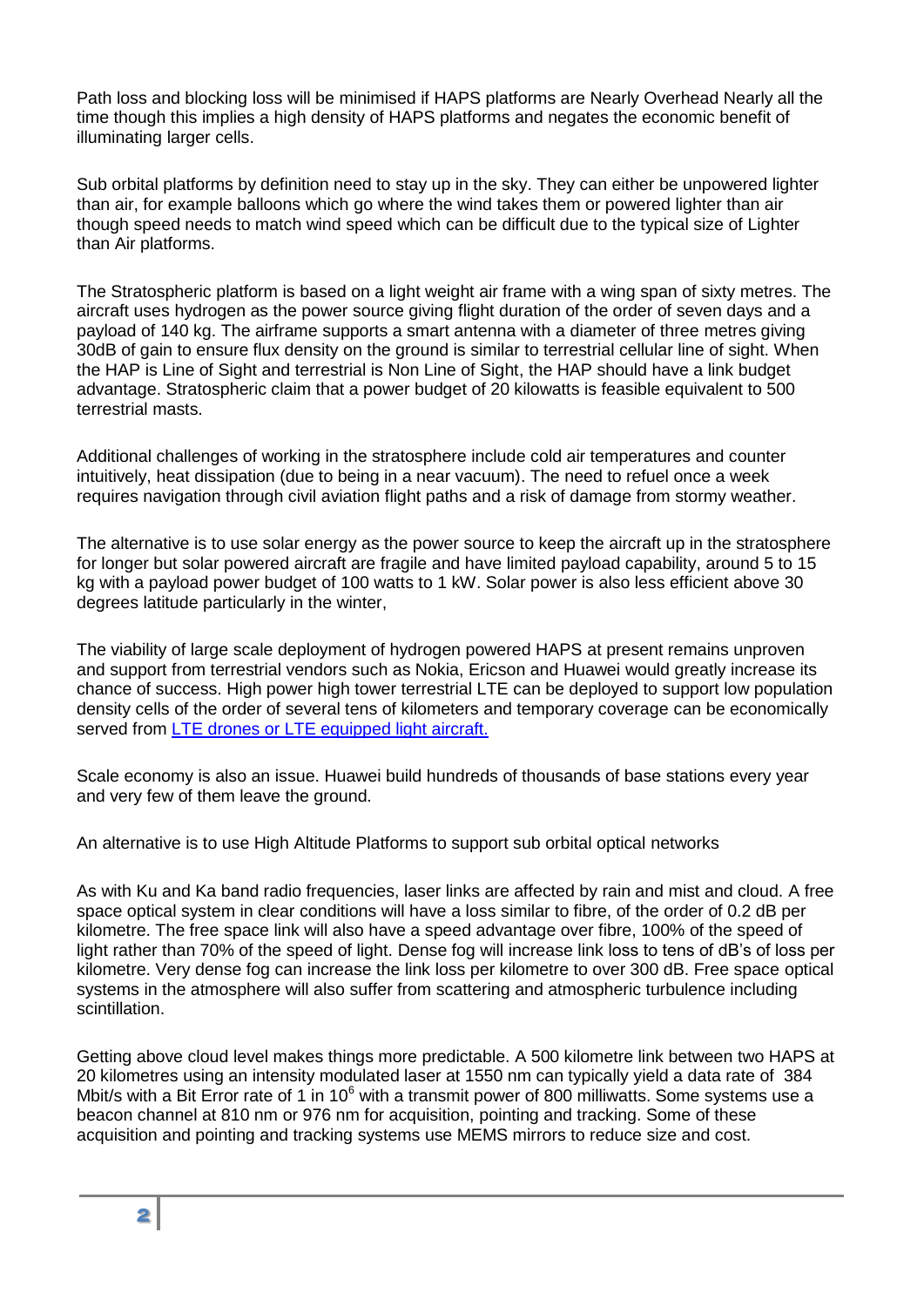Path loss and blocking loss will be minimised if HAPS platforms are Nearly Overhead Nearly all the time though this implies a high density of HAPS platforms and negates the economic benefit of illuminating larger cells.

Sub orbital platforms by definition need to stay up in the sky. They can either be unpowered lighter than air, for example balloons which go where the wind takes them or powered lighter than air though speed needs to match wind speed which can be difficult due to the typical size of Lighter than Air platforms.

The Stratospheric platform is based on a light weight air frame with a wing span of sixty metres. The aircraft uses hydrogen as the power source giving flight duration of the order of seven days and a payload of 140 kg. The airframe supports a smart antenna with a diameter of three metres giving 30dB of gain to ensure flux density on the ground is similar to terrestrial cellular line of sight. When the HAP is Line of Sight and terrestrial is Non Line of Sight, the HAP should have a link budget advantage. Stratospheric claim that a power budget of 20 kilowatts is feasible equivalent to 500 terrestrial masts.

Additional challenges of working in the stratosphere include cold air temperatures and counter intuitively, heat dissipation (due to being in a near vacuum). The need to refuel once a week requires navigation through civil aviation flight paths and a risk of damage from stormy weather.

The alternative is to use solar energy as the power source to keep the aircraft up in the stratosphere for longer but solar powered aircraft are fragile and have limited payload capability, around 5 to 15 kg with a payload power budget of 100 watts to 1 kW. Solar power is also less efficient above 30 degrees latitude particularly in the winter,

The viability of large scale deployment of hydrogen powered HAPS at present remains unproven and support from terrestrial vendors such as Nokia, Ericson and Huawei would greatly increase its chance of success. High power high tower terrestrial LTE can be deployed to support low population density cells of the order of several tens of kilometers and temporary coverage can be economically served from [LTE drones or LTE equipped light aircraft.]

Scale economy is also an issue. Huawei build hundreds of thousands of base stations every year and very few of them leave the ground.

An alternative is to use High Altitude Platforms to support sub orbital optical networks

As with Ku and Ka band radio frequencies, laser links are affected by rain and mist and cloud. A free space optical system in clear conditions will have a loss similar to fibre, of the order of 0.2 dB per kilometre. The free space link will also have a speed advantage over fibre, 100% of the speed of light rather than 70% of the speed of light. Dense fog will increase link loss to tens of dB's of loss per kilometre. Very dense fog can increase the link loss per kilometre to over 300 dB. Free space optical systems in the atmosphere will also suffer from scattering and atmospheric turbulence including scintillation.

Getting above cloud level makes things more predictable. A 500 kilometre link between two HAPS at 20 kilometres using an intensity modulated laser at 1550 nm can typically yield a data rate of 384 Mbit/s with a Bit Error rate of 1 in $10^6$ with a transmit power of 800 milliwatts. Some systems use a beacon channel at 810 nm or 976 nm for acquisition, pointing and tracking. Some of these acquisition and pointing and tracking systems use MEMS mirrors to reduce size and cost.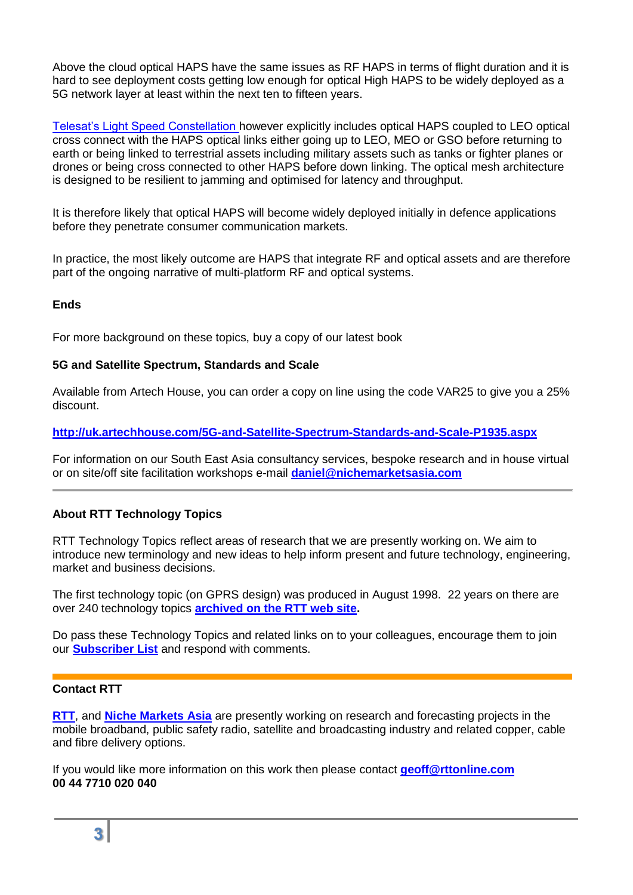Above the cloud optical HAPS have the same issues as RF HAPS in terms of flight duration and it is hard to see deployment costs getting low enough for optical High HAPS to be widely deployed as a 5G network layer at least within the next ten to fifteen years.

Telesat's Light Speed Constellation however explicitly includes optical HAPS coupled to LEO optical cross connect with the HAPS optical links either going up to LEO, MEO or GSO before returning to earth or being linked to terrestrial assets including military assets such as tanks or fighter planes or drones or being cross connected to other HAPS before down linking. The optical mesh architecture is designed to be resilient to jamming and optimised for latency and throughput.

It is therefore likely that optical HAPS will become widely deployed initially in defence applications before they penetrate consumer communication markets.

In practice, the most likely outcome are HAPS that integrate RF and optical assets and are therefore part of the ongoing narrative of multi-platform RF and optical systems.

**Ends**

For more background on these topics, buy a copy of our latest book

**5G and Satellite Spectrum, Standards and Scale**

Available from Artech House, you can order a copy on line using the code VAR25 to give you a 25% discount.

**http://uk.artechhouse.com/5G-and-Satellite-Spectrum-Standards-and-Scale-P1935.aspx**

For information on our South East Asia consultancy services, bespoke research and in house virtual or on site/off site facilitation workshops e-mail **daniel@nichemarketsasia.com**

---

**About RTT Technology Topics**

RTT Technology Topics reflect areas of research that we are presently working on. We aim to introduce new terminology and new ideas to help inform present and future technology, engineering, market and business decisions.

The first technology topic (on GPRS design) was produced in August 1998. 22 years on there are over 240 technology topics **archived on the RTT web site.**

Do pass these Technology Topics and related links on to your colleagues, encourage them to join our **Subscriber List** and respond with comments.

---

**Contact RTT**

**RTT**, and **Niche Markets Asia** are presently working on research and forecasting projects in the mobile broadband, public safety radio, satellite and broadcasting industry and related copper, cable and fibre delivery options.

If you would like more information on this work then please contact **geoff@rttonline.com**
**00 44 7710 020 040**